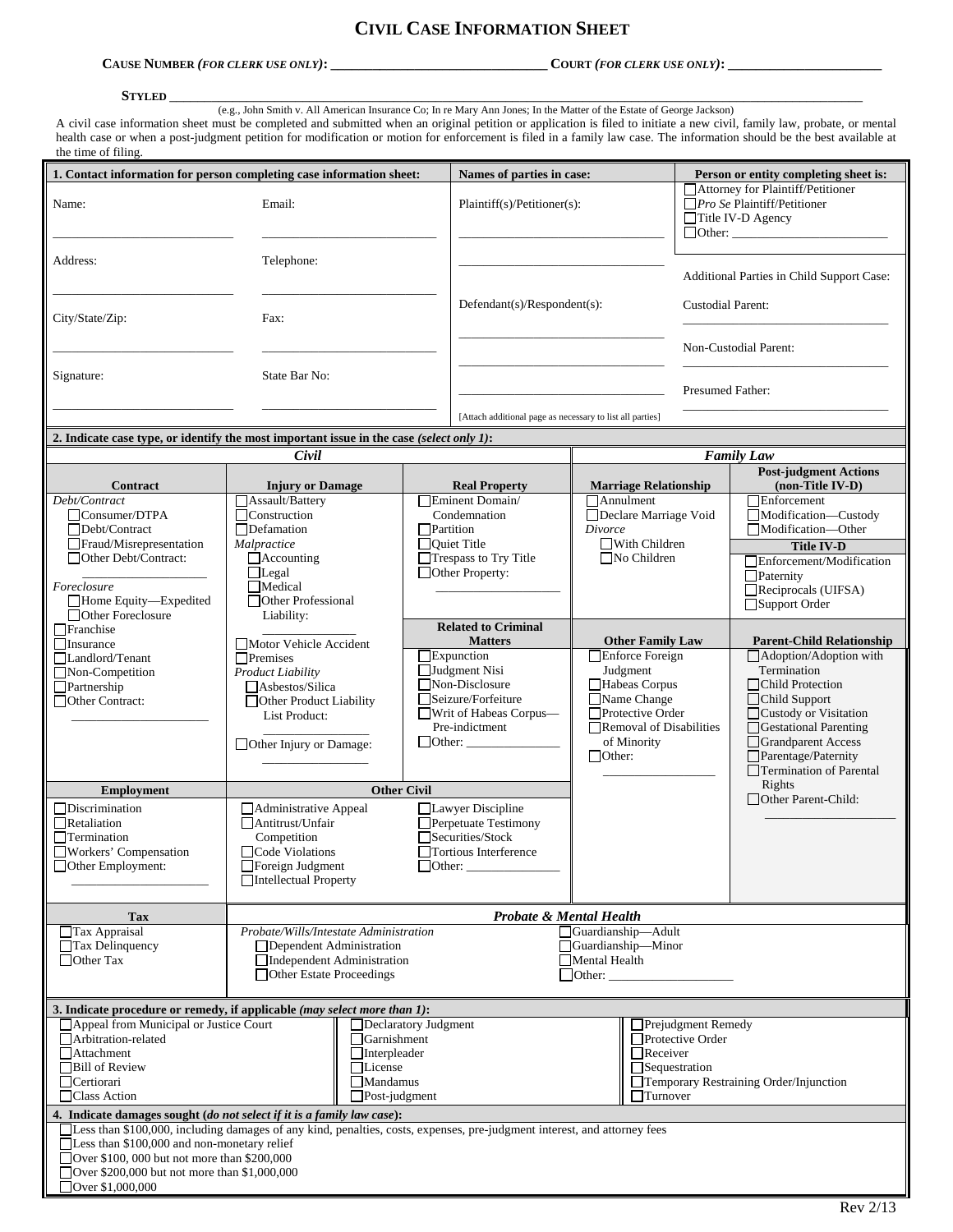# CIVIL CASE INFORMATION SHEET

**CAUSE NUMBER *(FOR CLERK USE ONLY)*:** _______________________________ **COURT *(FOR CLERK USE ONLY)*:** _______________________

**STYLED** ____________________________________________________________________________________

(e.g., John Smith v. All American Insurance Co; In re Mary Ann Jones; In the Matter of the Estate of George Jackson)

A civil case information sheet must be completed and submitted when an original petition or application is filed to initiate a new civil, family law, probate, or mental health case or when a post-judgment petition for modification or motion for enforcement is filed in a family law case. The information should be the best available at the time of filing.

| 1. Contact information for person completing case information sheet: | | Names of parties in case: | Person or entity completing sheet is: |
|---|---|---|---|
| Name: ____________________ | Email: ____________________ | Plaintiff(s)/Petitioner(s): ____________________ ____________________ | ☐ Attorney for Plaintiff/Petitioner ☐ *Pro Se* Plaintiff/Petitioner ☐ Title IV-D Agency ☐ Other: ____________________ |
| Address: ____________________ | Telephone: ____________________ | | Additional Parties in Child Support Case: |
| City/State/Zip: ____________________ | Fax: ____________________ | Defendant(s)/Respondent(s): ____________________ ____________________ ____________________ | Custodial Parent: ____________________ |
| Signature: ____________________ | State Bar No: ____________________ | [Attach additional page as necessary to list all parties] | Non-Custodial Parent: ____________________ Presumed Father: ____________________ |

**2. Indicate case type, or identify the most important issue in the case *(select only 1)*:**

## *Civil*

| Contract | Injury or Damage | Real Property |
|---|---|---|
| *Debt/Contract* ☐ Consumer/DTPA ☐ Debt/Contract ☐ Fraud/Misrepresentation ☐ Other Debt/Contract: __________ | ☐ Assault/Battery ☐ Construction ☐ Defamation *Malpractice* ☐ Accounting ☐ Legal ☐ Medical ☐ Other Professional Liability: __________ | ☐ Eminent Domain/Condemnation ☐ Partition ☐ Quiet Title ☐ Trespass to Try Title ☐ Other Property: __________ |
| *Foreclosure* ☐ Home Equity—Expedited ☐ Other Foreclosure ☐ Franchise ☐ Insurance ☐ Landlord/Tenant ☐ Non-Competition ☐ Partnership ☐ Other Contract: __________ | ☐ Motor Vehicle Accident ☐ Premises *Product Liability* ☐ Asbestos/Silica ☐ Other Product Liability List Product: __________ ☐ Other Injury or Damage: __________ | **Related to Criminal Matters** ☐ Expunction ☐ Judgment Nisi ☐ Non-Disclosure ☐ Seizure/Forfeiture ☐ Writ of Habeas Corpus—Pre-indictment ☐ Other: __________ |

| Employment | Other Civil | |
|---|---|---|
| ☐ Discrimination ☐ Retaliation ☐ Termination ☐ Workers' Compensation ☐ Other Employment: __________ | ☐ Administrative Appeal ☐ Antitrust/Unfair Competition ☐ Code Violations ☐ Foreign Judgment ☐ Intellectual Property | ☐ Lawyer Discipline ☐ Perpetuate Testimony ☐ Securities/Stock ☐ Tortious Interference ☐ Other: __________ |

## *Family Law*

| Marriage Relationship | Post-judgment Actions (non-Title IV-D) |
|---|---|
| ☐ Annulment ☐ Declare Marriage Void *Divorce* ☐ With Children ☐ No Children | ☐ Enforcement ☐ Modification—Custody ☐ Modification—Other **Title IV-D** ☐ Enforcement/Modification ☐ Paternity ☐ Reciprocals (UIFSA) ☐ Support Order |

| Other Family Law | Parent-Child Relationship |
|---|---|
| ☐ Enforce Foreign Judgment ☐ Habeas Corpus ☐ Name Change ☐ Protective Order ☐ Removal of Disabilities of Minority ☐ Other: __________ | ☐ Adoption/Adoption with Termination ☐ Child Protection ☐ Child Support ☐ Custody or Visitation ☐ Gestational Parenting ☐ Grandparent Access ☐ Parentage/Paternity ☐ Termination of Parental Rights ☐ Other Parent-Child: __________ |

| Tax | *Probate & Mental Health* | |
|---|---|---|
| ☐ Tax Appraisal ☐ Tax Delinquency ☐ Other Tax | *Probate/Wills/Intestate Administration* ☐ Dependent Administration ☐ Independent Administration ☐ Other Estate Proceedings | ☐ Guardianship—Adult ☐ Guardianship—Minor ☐ Mental Health ☐ Other: __________ |

**3. Indicate procedure or remedy, if applicable *(may select more than 1)*:**

| | | |
|---|---|---|
| ☐ Appeal from Municipal or Justice Court | ☐ Declaratory Judgment | ☐ Prejudgment Remedy |
| ☐ Arbitration-related | ☐ Garnishment | ☐ Protective Order |
| ☐ Attachment | ☐ Interpleader | ☐ Receiver |
| ☐ Bill of Review | ☐ License | ☐ Sequestration |
| ☐ Certiorari | ☐ Mandamus | ☐ Temporary Restraining Order/Injunction |
| ☐ Class Action | ☐ Post-judgment | ☐ Turnover |

**4. Indicate damages sought (*do not select if it is a family law case*):**

☐ Less than $100,000, including damages of any kind, penalties, costs, expenses, pre-judgment interest, and attorney fees
☐ Less than $100,000 and non-monetary relief
☐ Over $100, 000 but not more than $200,000
☐ Over $200,000 but not more than $1,000,000
☐ Over $1,000,000

Rev 2/13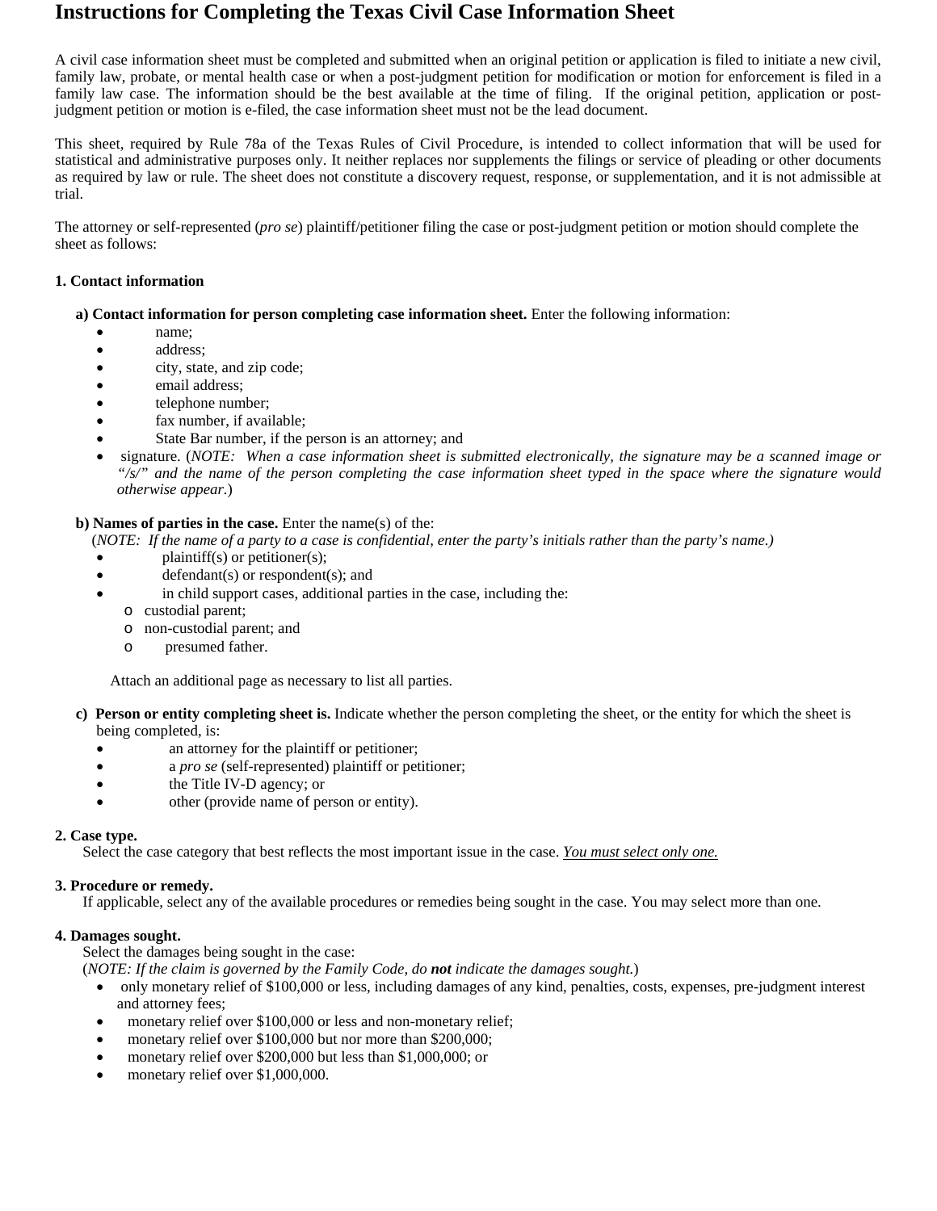# Instructions for Completing the Texas Civil Case Information Sheet

A civil case information sheet must be completed and submitted when an original petition or application is filed to initiate a new civil, family law, probate, or mental health case or when a post-judgment petition for modification or motion for enforcement is filed in a family law case. The information should be the best available at the time of filing. If the original petition, application or post-judgment petition or motion is e-filed, the case information sheet must not be the lead document.

This sheet, required by Rule 78a of the Texas Rules of Civil Procedure, is intended to collect information that will be used for statistical and administrative purposes only. It neither replaces nor supplements the filings or service of pleading or other documents as required by law or rule. The sheet does not constitute a discovery request, response, or supplementation, and it is not admissible at trial.

The attorney or self-represented (*pro se*) plaintiff/petitioner filing the case or post-judgment petition or motion should complete the sheet as follows:

**1. Contact information**

**a) Contact information for person completing case information sheet.** Enter the following information:

- name;
- address;
- city, state, and zip code;
- email address;
- telephone number;
- fax number, if available;
- State Bar number, if the person is an attorney; and
- signature. (*NOTE: When a case information sheet is submitted electronically, the signature may be a scanned image or "/s/" and the name of the person completing the case information sheet typed in the space where the signature would otherwise appear.*)

**b) Names of parties in the case.** Enter the name(s) of the:
(*NOTE: If the name of a party to a case is confidential, enter the party's initials rather than the party's name.)*

- plaintiff(s) or petitioner(s);
- defendant(s) or respondent(s); and
- in child support cases, additional parties in the case, including the:
  - custodial parent;
  - non-custodial parent; and
  - presumed father.

Attach an additional page as necessary to list all parties.

**c) Person or entity completing sheet is.** Indicate whether the person completing the sheet, or the entity for which the sheet is being completed, is:

- an attorney for the plaintiff or petitioner;
- a *pro se* (self-represented) plaintiff or petitioner;
- the Title IV-D agency; or
- other (provide name of person or entity).

**2. Case type.**
Select the case category that best reflects the most important issue in the case. *You must select only one.*

**3. Procedure or remedy.**
If applicable, select any of the available procedures or remedies being sought in the case. You may select more than one.

**4. Damages sought.**
Select the damages being sought in the case:
(*NOTE: If the claim is governed by the Family Code, do* ***not*** *indicate the damages sought.*)

- only monetary relief of $100,000 or less, including damages of any kind, penalties, costs, expenses, pre-judgment interest and attorney fees;
- monetary relief over $100,000 or less and non-monetary relief;
- monetary relief over $100,000 but nor more than $200,000;
- monetary relief over $200,000 but less than $1,000,000; or
- monetary relief over $1,000,000.